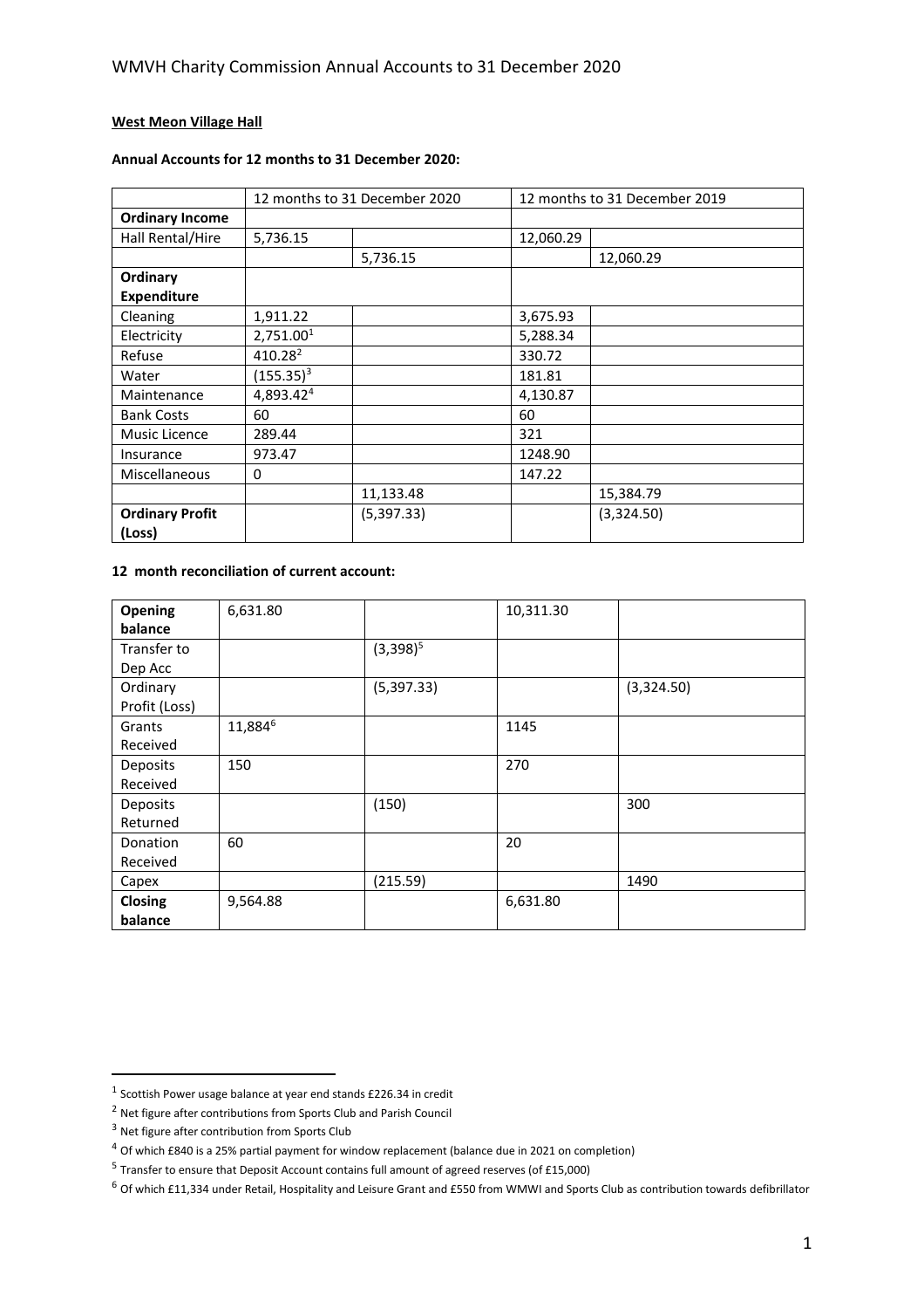**West Meon Village Hall**

**Annual Accounts for 12 months to 31 December 2020:**

| | 12 months to 31 December 2020 | | 12 months to 31 December 2019 | |
|---|---|---|---|---|
| **Ordinary Income** | | | | |
| Hall Rental/Hire | 5,736.15 | | 12,060.29 | |
| | | 5,736.15 | | 12,060.29 |
| **Ordinary Expenditure** | | | | |
| Cleaning | 1,911.22 | | 3,675.93 | |
| Electricity | 2,751.00[1] | | 5,288.34 | |
| Refuse | 410.28[2] | | 330.72 | |
| Water | (155.35)[3] | | 181.81 | |
| Maintenance | 4,893.42[4] | | 4,130.87 | |
| Bank Costs | 60 | | 60 | |
| Music Licence | 289.44 | | 321 | |
| Insurance | 973.47 | | 1248.90 | |
| Miscellaneous | 0 | | 147.22 | |
| | | 11,133.48 | | 15,384.79 |
| **Ordinary Profit (Loss)** | | (5,397.33) | | (3,324.50) |

**12 month reconciliation of current account:**

| | | | | |
|---|---|---|---|---|
| **Opening balance** | 6,631.80 | | 10,311.30 | |
| Transfer to Dep Acc | | (3,398)[5] | | |
| Ordinary Profit (Loss) | | (5,397.33) | | (3,324.50) |
| Grants Received | 11,884[6] | | 1145 | |
| Deposits Received | 150 | | 270 | |
| Deposits Returned | | (150) | | 300 |
| Donation Received | 60 | | 20 | |
| Capex | | (215.59) | | 1490 |
| **Closing balance** | 9,564.88 | | 6,631.80 | |

---

[1] Scottish Power usage balance at year end stands £226.34 in credit

[2] Net figure after contributions from Sports Club and Parish Council

[3] Net figure after contribution from Sports Club

[4] Of which £840 is a 25% partial payment for window replacement (balance due in 2021 on completion)

[5] Transfer to ensure that Deposit Account contains full amount of agreed reserves (of £15,000)

[6] Of which £11,334 under Retail, Hospitality and Leisure Grant and £550 from WMWI and Sports Club as contribution towards defibrillator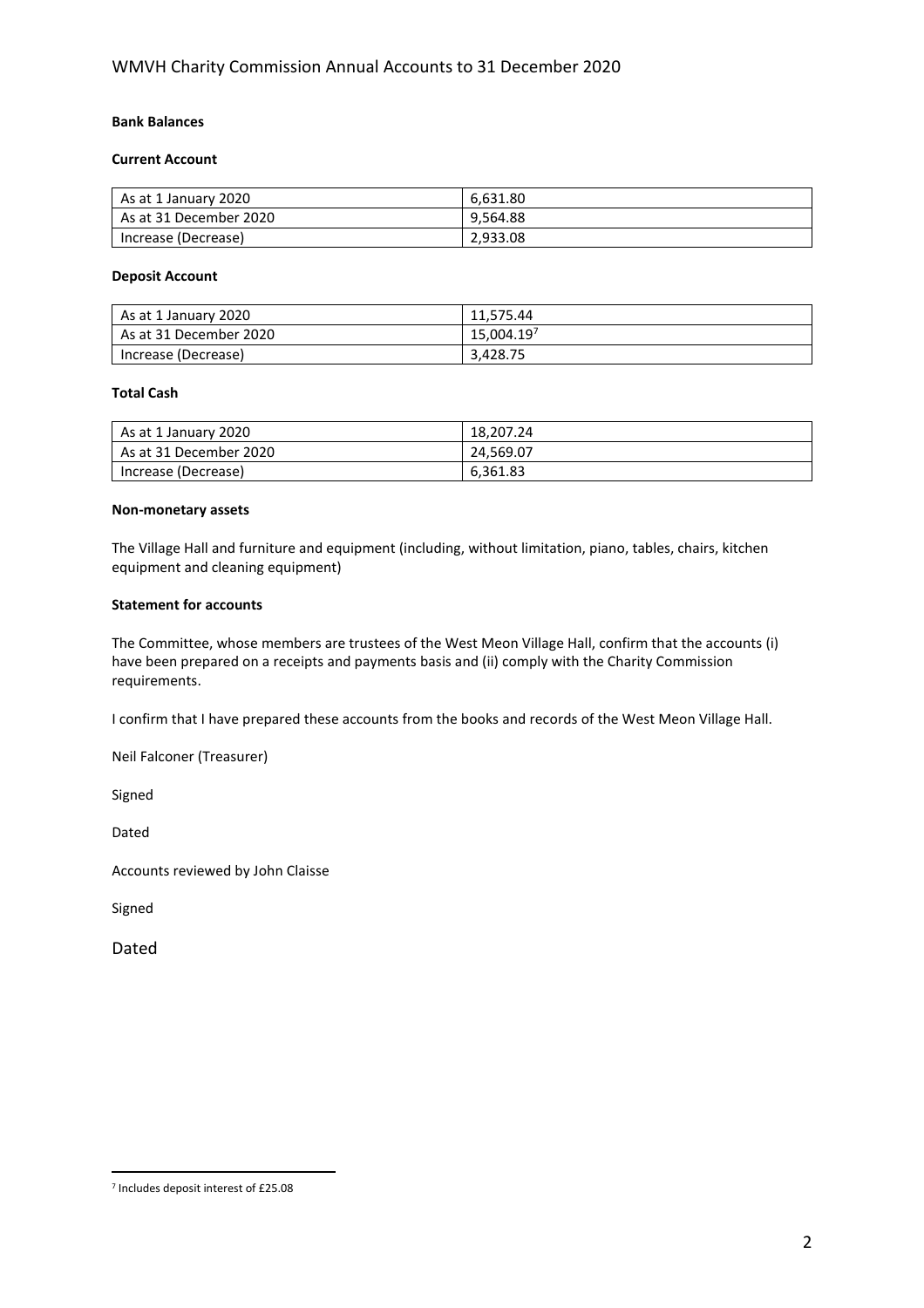**Bank Balances**

**Current Account**

| | |
|---|---|
| As at 1 January 2020 | 6,631.80 |
| As at 31 December 2020 | 9,564.88 |
| Increase (Decrease) | 2,933.08 |

**Deposit Account**

| | |
|---|---|
| As at 1 January 2020 | 11,575.44 |
| As at 31 December 2020 | 15,004.19[7] |
| Increase (Decrease) | 3,428.75 |

**Total Cash**

| | |
|---|---|
| As at 1 January 2020 | 18,207.24 |
| As at 31 December 2020 | 24,569.07 |
| Increase (Decrease) | 6,361.83 |

**Non-monetary assets**

The Village Hall and furniture and equipment (including, without limitation, piano, tables, chairs, kitchen equipment and cleaning equipment)

**Statement for accounts**

The Committee, whose members are trustees of the West Meon Village Hall, confirm that the accounts (i) have been prepared on a receipts and payments basis and (ii) comply with the Charity Commission requirements.

I confirm that I have prepared these accounts from the books and records of the West Meon Village Hall.

Neil Falconer (Treasurer)

Signed

Dated

Accounts reviewed by John Claisse

Signed

Dated

[7] Includes deposit interest of £25.08